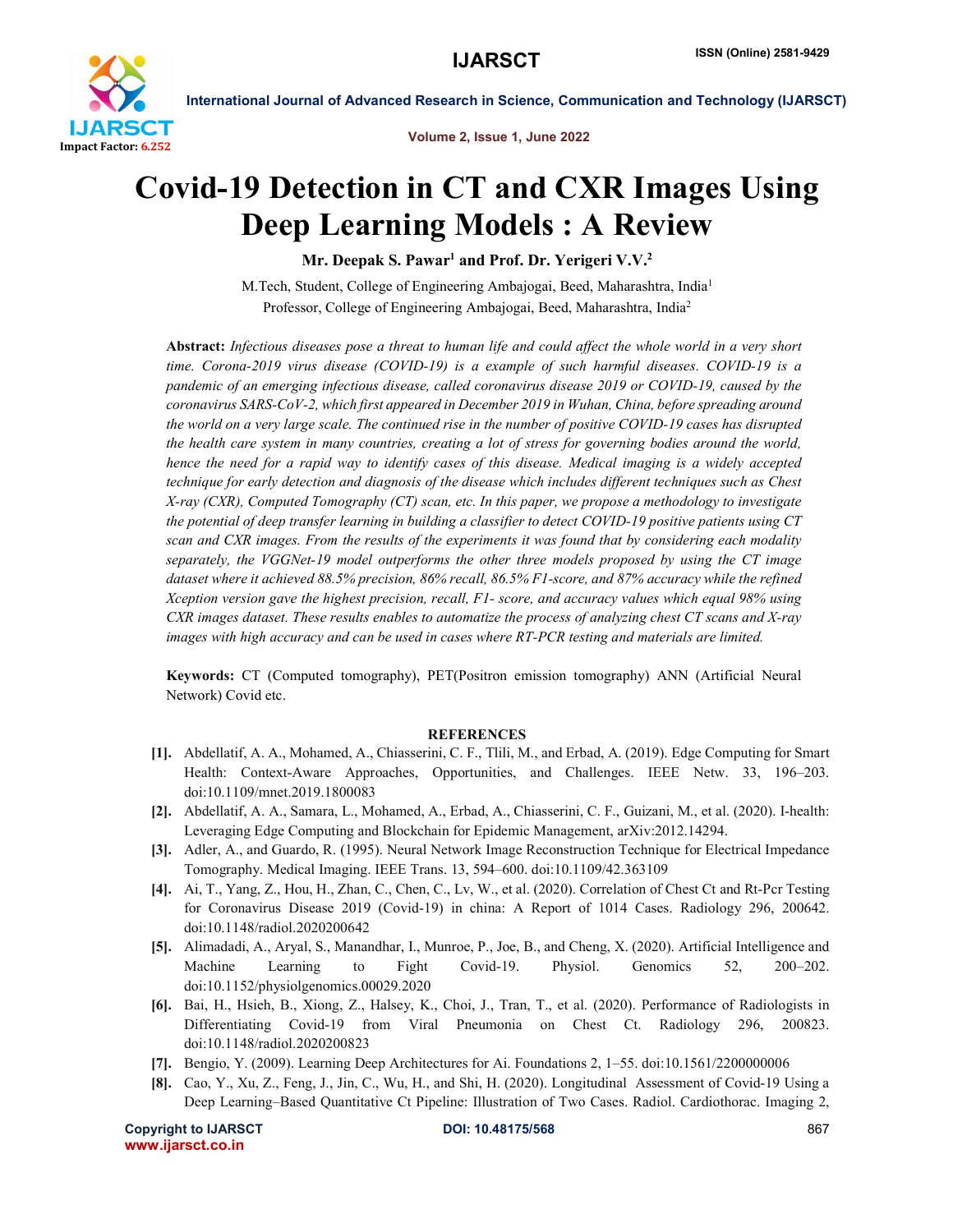# Covid-19 Detection in CT and CXR Images Using Deep Learning Models : A Review

**Mr. Deepak S. Pawar[1] and Prof. Dr. Yerigeri V.V.[2]**

M.Tech, Student, College of Engineering Ambajogai, Beed, Maharashtra, India[1]

Professor, College of Engineering Ambajogai, Beed, Maharashtra, India[2]

**Abstract:** *Infectious diseases pose a threat to human life and could affect the whole world in a very short time. Corona-2019 virus disease (COVID-19) is a example of such harmful diseases. COVID-19 is a pandemic of an emerging infectious disease, called coronavirus disease 2019 or COVID-19, caused by the coronavirus SARS-CoV-2, which first appeared in December 2019 in Wuhan, China, before spreading around the world on a very large scale. The continued rise in the number of positive COVID-19 cases has disrupted the health care system in many countries, creating a lot of stress for governing bodies around the world, hence the need for a rapid way to identify cases of this disease. Medical imaging is a widely accepted technique for early detection and diagnosis of the disease which includes different techniques such as Chest X-ray (CXR), Computed Tomography (CT) scan, etc. In this paper, we propose a methodology to investigate the potential of deep transfer learning in building a classifier to detect COVID-19 positive patients using CT scan and CXR images. From the results of the experiments it was found that by considering each modality separately, the VGGNet-19 model outperforms the other three models proposed by using the CT image dataset where it achieved 88.5% precision, 86% recall, 86.5% F1-score, and 87% accuracy while the refined Xception version gave the highest precision, recall, F1- score, and accuracy values which equal 98% using CXR images dataset. These results enables to automatize the process of analyzing chest CT scans and X-ray images with high accuracy and can be used in cases where RT-PCR testing and materials are limited.*

**Keywords:** CT (Computed tomography), PET(Positron emission tomography) ANN (Artificial Neural Network) Covid etc.

## REFERENCES

[1]. Abdellatif, A. A., Mohamed, A., Chiasserini, C. F., Tlili, M., and Erbad, A. (2019). Edge Computing for Smart Health: Context-Aware Approaches, Opportunities, and Challenges. IEEE Netw. 33, 196–203. doi:10.1109/mnet.2019.1800083

[2]. Abdellatif, A. A., Samara, L., Mohamed, A., Erbad, A., Chiasserini, C. F., Guizani, M., et al. (2020). I-health: Leveraging Edge Computing and Blockchain for Epidemic Management, arXiv:2012.14294.

[3]. Adler, A., and Guardo, R. (1995). Neural Network Image Reconstruction Technique for Electrical Impedance Tomography. Medical Imaging. IEEE Trans. 13, 594–600. doi:10.1109/42.363109

[4]. Ai, T., Yang, Z., Hou, H., Zhan, C., Chen, C., Lv, W., et al. (2020). Correlation of Chest Ct and Rt-Pcr Testing for Coronavirus Disease 2019 (Covid-19) in china: A Report of 1014 Cases. Radiology 296, 200642. doi:10.1148/radiol.2020200642

[5]. Alimadadi, A., Aryal, S., Manandhar, I., Munroe, P., Joe, B., and Cheng, X. (2020). Artificial Intelligence and Machine Learning to Fight Covid-19. Physiol. Genomics 52, 200–202. doi:10.1152/physiolgenomics.00029.2020

[6]. Bai, H., Hsieh, B., Xiong, Z., Halsey, K., Choi, J., Tran, T., et al. (2020). Performance of Radiologists in Differentiating Covid-19 from Viral Pneumonia on Chest Ct. Radiology 296, 200823. doi:10.1148/radiol.2020200823

[7]. Bengio, Y. (2009). Learning Deep Architectures for Ai. Foundations 2, 1–55. doi:10.1561/2200000006

[8]. Cao, Y., Xu, Z., Feng, J., Jin, C., Wu, H., and Shi, H. (2020). Longitudinal Assessment of Covid-19 Using a Deep Learning–Based Quantitative Ct Pipeline: Illustration of Two Cases. Radiol. Cardiothorac. Imaging 2,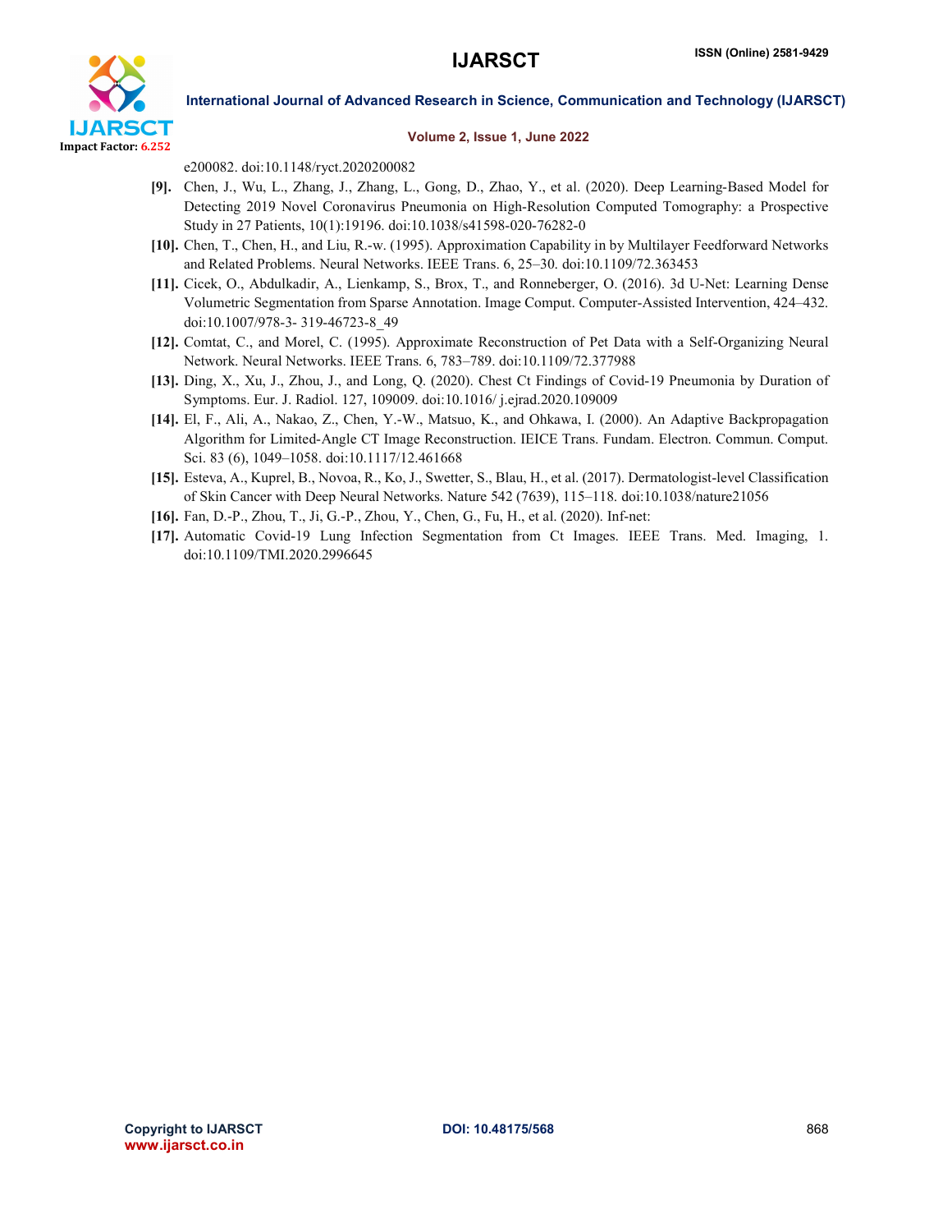e200082. doi:10.1148/ryct.2020200082

[9]. Chen, J., Wu, L., Zhang, J., Zhang, L., Gong, D., Zhao, Y., et al. (2020). Deep Learning-Based Model for Detecting 2019 Novel Coronavirus Pneumonia on High-Resolution Computed Tomography: a Prospective Study in 27 Patients, 10(1):19196. doi:10.1038/s41598-020-76282-0

[10]. Chen, T., Chen, H., and Liu, R.-w. (1995). Approximation Capability in by Multilayer Feedforward Networks and Related Problems. Neural Networks. IEEE Trans. 6, 25–30. doi:10.1109/72.363453

[11]. Cicek, O., Abdulkadir, A., Lienkamp, S., Brox, T., and Ronneberger, O. (2016). 3d U-Net: Learning Dense Volumetric Segmentation from Sparse Annotation. Image Comput. Computer-Assisted Intervention, 424–432. doi:10.1007/978-3- 319-46723-8_49

[12]. Comtat, C., and Morel, C. (1995). Approximate Reconstruction of Pet Data with a Self-Organizing Neural Network. Neural Networks. IEEE Trans. 6, 783–789. doi:10.1109/72.377988

[13]. Ding, X., Xu, J., Zhou, J., and Long, Q. (2020). Chest Ct Findings of Covid-19 Pneumonia by Duration of Symptoms. Eur. J. Radiol. 127, 109009. doi:10.1016/ j.ejrad.2020.109009

[14]. El, F., Ali, A., Nakao, Z., Chen, Y.-W., Matsuo, K., and Ohkawa, I. (2000). An Adaptive Backpropagation Algorithm for Limited-Angle CT Image Reconstruction. IEICE Trans. Fundam. Electron. Commun. Comput. Sci. 83 (6), 1049–1058. doi:10.1117/12.461668

[15]. Esteva, A., Kuprel, B., Novoa, R., Ko, J., Swetter, S., Blau, H., et al. (2017). Dermatologist-level Classification of Skin Cancer with Deep Neural Networks. Nature 542 (7639), 115–118. doi:10.1038/nature21056

[16]. Fan, D.-P., Zhou, T., Ji, G.-P., Zhou, Y., Chen, G., Fu, H., et al. (2020). Inf-net:

[17]. Automatic Covid-19 Lung Infection Segmentation from Ct Images. IEEE Trans. Med. Imaging, 1. doi:10.1109/TMI.2020.2996645